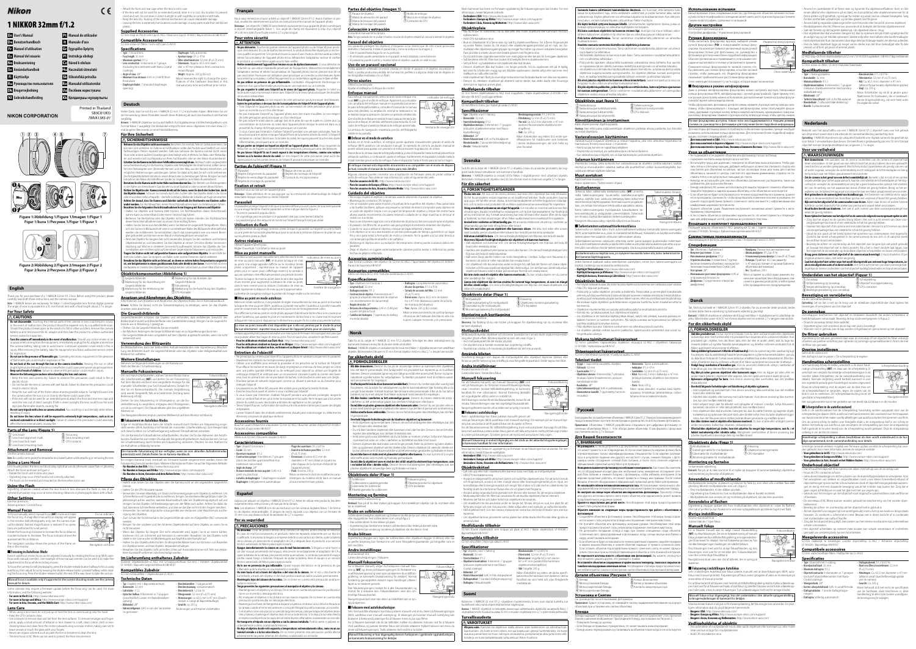# 1 NIKKOR 32mm f/1.2

| | | | |
|---|---|---|---|
| En | User's Manual | Pt | Manual do utilizador |
| De | Benutzerhandbuch | Gr | Εγχειρίδιο Χρήστη |
| Fr | Manuel d'utilisation | Pl | Instrukcja obsługi |
| Es | Manual del usuario | Cz | Návod k obsluze |
| No | Bruksanvisning | Sk | Návod na obsluhu |
| Sv | Användarhandbok | Hu | Használati útmutató |
| Fi | Käyttöohje | Tr | Kullanım Kılavuzu |
| Ru | Руководство пользователя | Ro | Manual de utilizare |
| Dk | Brugervejledning | Uk | Посібник користувача |
| Nl | Gebruikshandleiding | Kk | Қолданушы нұсқаулығы |

**NIKON CORPORATION**

Printed in Europe

SB3C01(K5)
7MVA13K5-01

Figure 1/Abbildung 1/Figure 1/Imagen 1/Figur 1
Figur 1/Kuva 1/Рисунок 1/Figur 1/Figuur 1

Figure 2/Abbildung 2/Figure 2/Imagen 2/Figur 2
Figur 2/Kuva 2/Рисунок 2/Figur 2/Figuur 2

## English

### For Your Safety

### ⚠ CAUTIONS

### Parts of the Lens (Figure 1)

### Using a Lens Hood

### Using the Lens

### Manual Focus

### Focusing in Autofocus Mode

### Lens Care

### Supplied Accessories

### Compatible Accessories

### Specifications

## Deutsch

### Für Ihre Sicherheit

### ⚠ SICHERHEITSHINWEISE

### Objektivkomponenten (Abbildung 1)

### Ansetzen und Abnehmen des Objektivs

### Verwenden des Bildgegenlichtblende

### Manuelle Fokussierung

### Fokussieren im Autofokus-Modus

### Pflege des Objektivs

### Im Lieferumfang enthaltenes Zubehör

### Kompatibles Zubehör

### Technische Daten

## Français

### Pour votre sécurité

### ⚠ ATTENTION

### Parties de l'objectif (Figure 1)

### Utilisation du parasoleil

### Utilisation de l'objectif

### Mise au point manuelle

### Mise au point en mode autofocus

### Entretien de l'objectif

### Accessoires fournis

### Accessoires compatibles

### Caractéristiques

## Español

### Por su seguridad

### ⚠ PRECAUCIONES

### Partes del objetivo (Imagen 1)

### Colocación y extracción

### Enfoque manual

### Otros ajustes

### Cuidado del objetivo

### Accesorios suministrados

### Accesorios compatibles

### Especificaciones

## Norsk

### For din sikkerhet

### ⚠ FORHOLDSREGLER

### Objektivets deler (Figur 1)

### Montering og fjerning

### Bruke en solblender

### Andre innstillinger

### Manuell fokusering

### Stell av objektivet

### Medfølgende tilbehør

### Kompatibelt tilbehør

### Spesifikasjoner

## Svenska

### För din säkerhet

### ⚠ FÖRSIKTIGHETSÅTGÄRDER

### Objektivets delar (Figur 1)

### Montering och borttagning

### Använda bländen

### Manuell fokusering

### Skötsel av objektivet

### Medföljande tillbehör

### Kompatibla tillbehör

### Specifikationer

## Suomi

### Turvallisuudesta

### ⚠ VAROITUKSET

### Objektiivin osat (Kuva 1)

### Käsitarkennus

### Objektiivin hoito

### Vakiovarusteet

### Yhteensopivat lisävarusteet

### Tekniset tiedot

## Русский

### Для Вашей безопасности

### ⚠ ВНИМАНИЕ

### Детали объектива (Рисунок 1)

### Установка и снятие

### Ручная фокусировка

### Уход за объективом

### Комплект поставки

### Совместимые принадлежности

### Спецификации

## Dansk

### For din sikkerheds skyld

### ⚠ FORHOLDSREGLER

### Objektivets dele (Figur 1)

### Manuel fokus

### Vedligeholdelse af objektivet

### Medfølgende tilbehør

### Kompatibelt tilbehør

### Specifikationer

## Nederlands

### Voor uw veiligheid

### ⚠ WAARSCHUWINGEN

### Onderdelen van het objectief (Figuur 1)

### Handmatige scherpstelling

### Onderhoud objectief

### Meegeleverde accessoires

### Compatibele accessoires

### Specificaties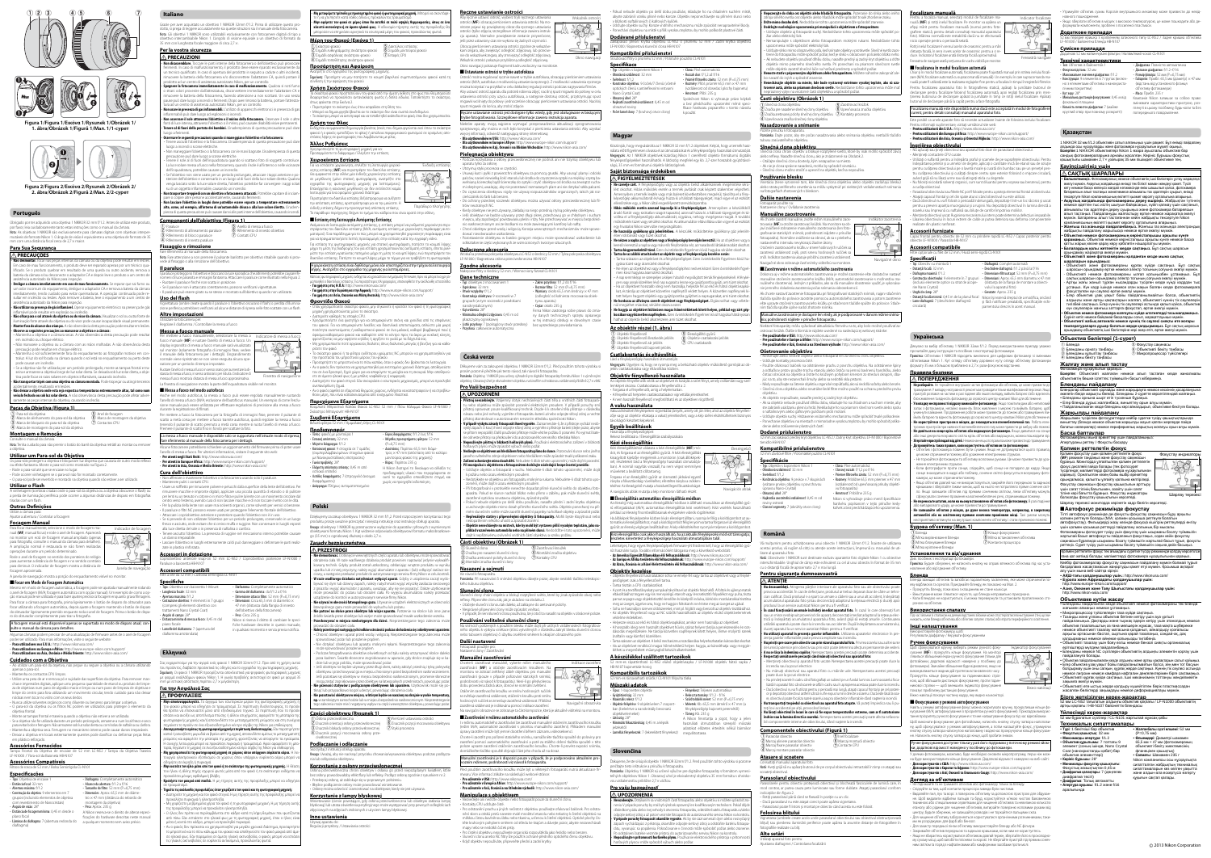Figura 1/Figura 1/Εικόνα 1/Rysunek 1/Obrázek 1/1. ábra/Obrázok 1/Figura 1/Мал. 1/1-сурет

Figura 2/Figura 2/Εικόνα 2/Rysunek 2/Obrázek 2/2. ábra/Obrázok 2/Figura 2/Мал. 2/2-сурет

# Italiano

# Português

# Ελληνικά

# Polski

# Česky

# Magyar

# Slovenčina

# Română

# Українська

# Қазақстан

© 2013 Nikon Corporation